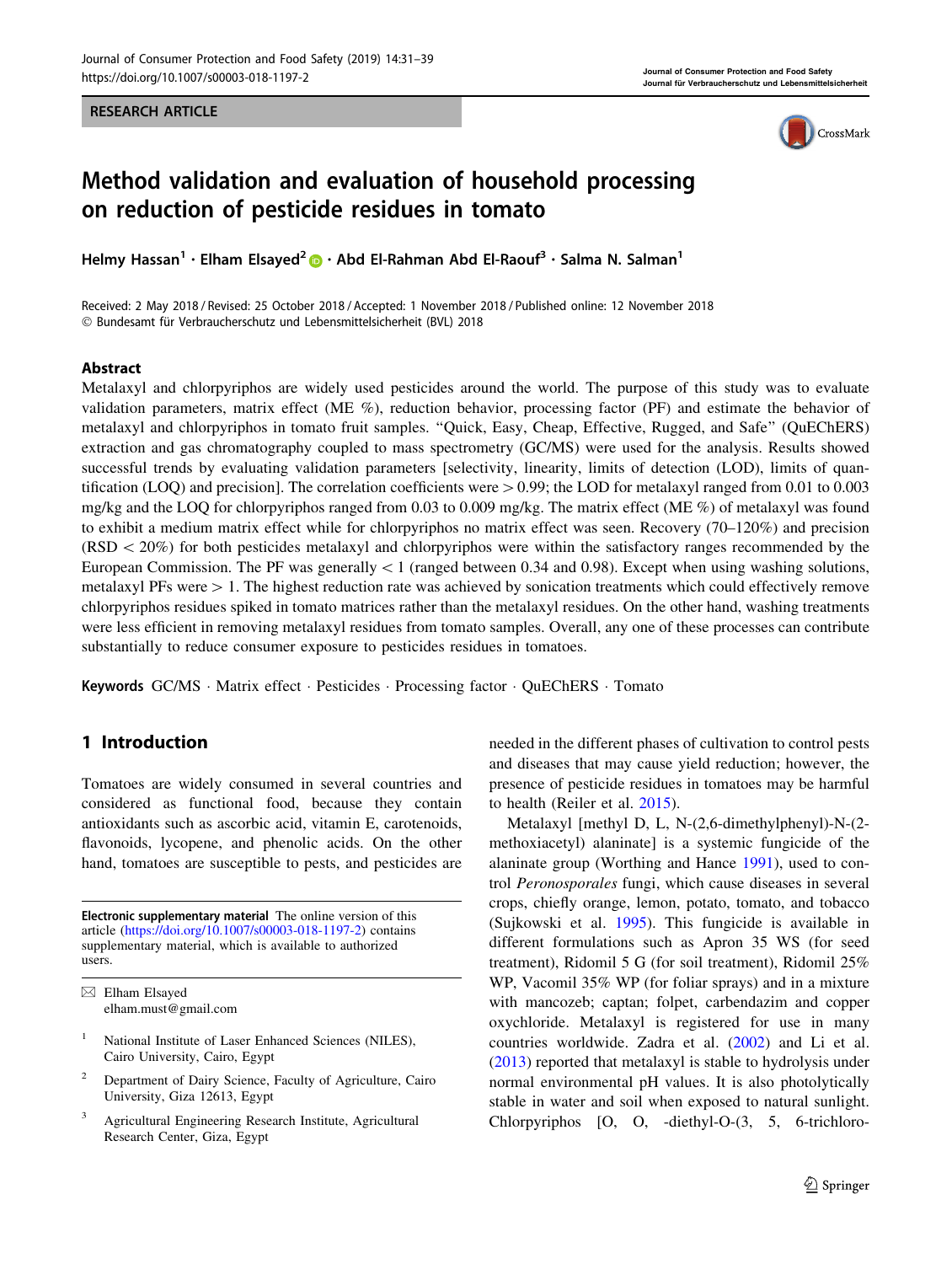RESEARCH ARTICLE

# Method validation and evaluation of household processing on reduction of pesticide residues in tomato

**Helmy Hassan[1] · Elham Elsayed[2] · Abd El-Rahman Abd El-Raouf[3] · Salma N. Salman[1]**

Received: 2 May 2018 / Revised: 25 October 2018 / Accepted: 1 November 2018 / Published online: 12 November 2018
© Bundesamt für Verbraucherschutz und Lebensmittelsicherheit (BVL) 2018

## Abstract

Metalaxyl and chlorpyriphos are widely used pesticides around the world. The purpose of this study was to evaluate validation parameters, matrix effect (ME %), reduction behavior, processing factor (PF) and estimate the behavior of metalaxyl and chlorpyriphos in tomato fruit samples. "Quick, Easy, Cheap, Effective, Rugged, and Safe" (QuEChERS) extraction and gas chromatography coupled to mass spectrometry (GC/MS) were used for the analysis. Results showed successful trends by evaluating validation parameters [selectivity, linearity, limits of detection (LOD), limits of quantification (LOQ) and precision]. The correlation coefficients were $> 0.99$; the LOD for metalaxyl ranged from 0.01 to 0.003 mg/kg and the LOQ for chlorpyriphos ranged from 0.03 to 0.009 mg/kg. The matrix effect (ME %) of metalaxyl was found to exhibit a medium matrix effect while for chlorpyriphos no matrix effect was seen. Recovery (70–120%) and precision (RSD $< 20\%$) for both pesticides metalaxyl and chlorpyriphos were within the satisfactory ranges recommended by the European Commission. The PF was generally $< 1$ (ranged between 0.34 and 0.98). Except when using washing solutions, metalaxyl PFs were $> 1$. The highest reduction rate was achieved by sonication treatments which could effectively remove chlorpyriphos residues spiked in tomato matrices rather than the metalaxyl residues. On the other hand, washing treatments were less efficient in removing metalaxyl residues from tomato samples. Overall, any one of these processes can contribute substantially to reduce consumer exposure to pesticides residues in tomatoes.

**Keywords** GC/MS · Matrix effect · Pesticides · Processing factor · QuEChERS · Tomato

## 1 Introduction

Tomatoes are widely consumed in several countries and considered as functional food, because they contain antioxidants such as ascorbic acid, vitamin E, carotenoids, flavonoids, lycopene, and phenolic acids. On the other hand, tomatoes are susceptible to pests, and pesticides are needed in the different phases of cultivation to control pests and diseases that may cause yield reduction; however, the presence of pesticide residues in tomatoes may be harmful to health (Reiler et al. 2015).

Metalaxyl [methyl D, L, N-(2,6-dimethylphenyl)-N-(2-methoxiacetyl) alaninate] is a systemic fungicide of the alaninate group (Worthing and Hance 1991), used to control *Peronosporales* fungi, which cause diseases in several crops, chiefly orange, grape, lemon, potato, tomato, and tobacco (Sujkowski et al. 1995). This fungicide is available in different formulations such as Apron 35 WS (for seed treatment), Ridomil 5 G (for soil treatment), Ridomil 25% WP, Vacomil 35% WP (for foliar sprays) and in a mixture with mancozeb; captan; folpet, carbendazim and copper oxychloride. Metalaxyl is registered for use in many countries worldwide. Zadra et al. (2002) and Li et al. (2013) reported that metalaxyl is stable to hydrolysis under normal environmental pH values. It is also photolytically stable in water and soil when exposed to natural sunlight. Chlorpyriphos [O, O, -diethyl-O-(3, 5, 6-trichloro-

---

**Electronic supplementary material** The online version of this article (https://doi.org/10.1007/s00003-018-1197-2) contains supplementary material, which is available to authorized users.

✉ Elham Elsayed
elham.must@gmail.com

[1] National Institute of Laser Enhanced Sciences (NILES), Cairo University, Cairo, Egypt

[2] Department of Dairy Science, Faculty of Agriculture, Cairo University, Giza 12613, Egypt

[3] Agricultural Engineering Research Institute, Agricultural Research Center, Giza, Egypt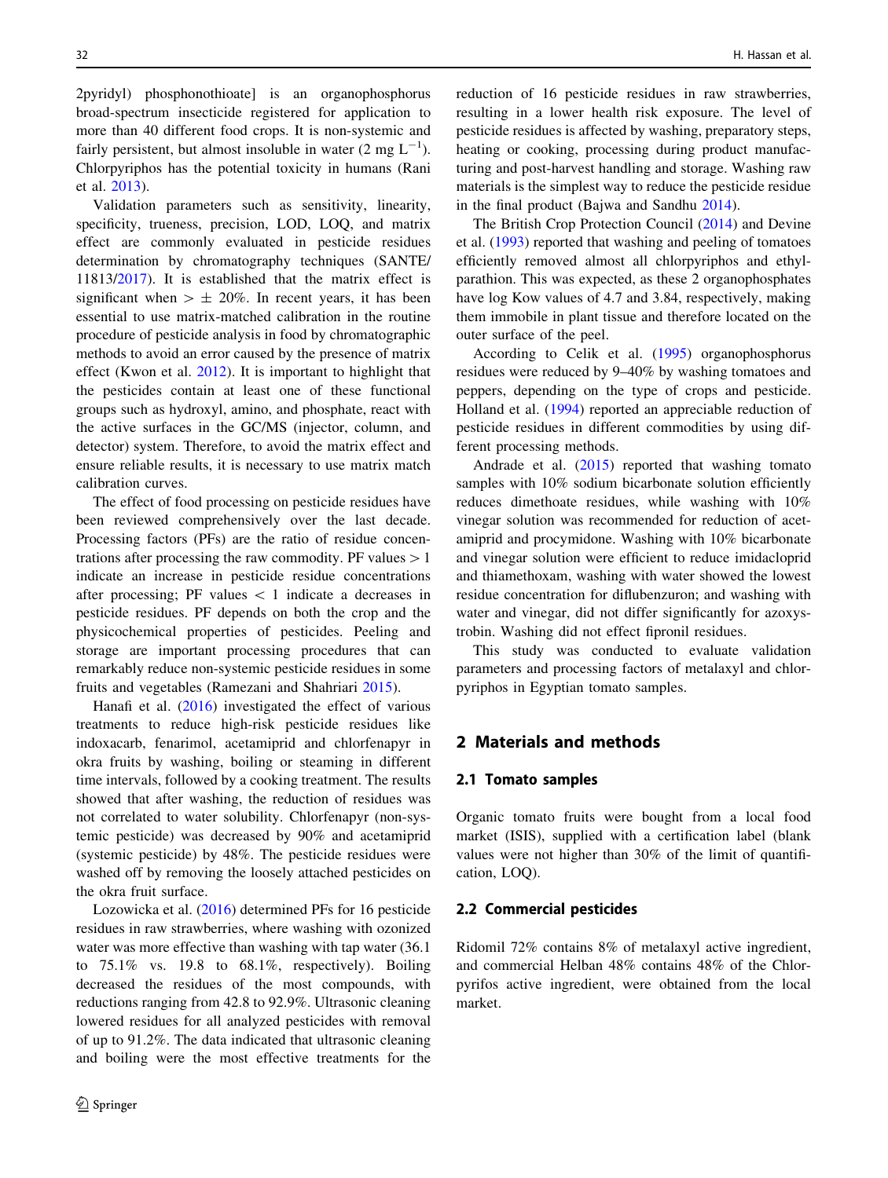2pyridyl) phosphonothioate] is an organophosphorus broad-spectrum insecticide registered for application to more than 40 different food crops. It is non-systemic and fairly persistent, but almost insoluble in water (2 mg $L^{-1}$). Chlorpyriphos has the potential toxicity in humans (Rani et al. 2013).

Validation parameters such as sensitivity, linearity, specificity, trueness, precision, LOD, LOQ, and matrix effect are commonly evaluated in pesticide residues determination by chromatography techniques (SANTE/11813/2017). It is established that the matrix effect is significant when $> \pm$ 20%. In recent years, it has been essential to use matrix-matched calibration in the routine procedure of pesticide analysis in food by chromatographic methods to avoid an error caused by the presence of matrix effect (Kwon et al. 2012). It is important to highlight that the pesticides contain at least one of these functional groups such as hydroxyl, amino, and phosphate, react with the active surfaces in the GC/MS (injector, column, and detector) system. Therefore, to avoid the matrix effect and ensure reliable results, it is necessary to use matrix match calibration curves.

The effect of food processing on pesticide residues have been reviewed comprehensively over the last decade. Processing factors (PFs) are the ratio of residue concentrations after processing the raw commodity. PF values $> 1$ indicate an increase in pesticide residue concentrations after processing; PF values $< 1$ indicate a decreases in pesticide residues. PF depends on both the crop and the physicochemical properties of pesticides. Peeling and storage are important processing procedures that can remarkably reduce non-systemic pesticide residues in some fruits and vegetables (Ramezani and Shahriari 2015).

Hanafi et al. (2016) investigated the effect of various treatments to reduce high-risk pesticide residues like indoxacarb, fenarimol, acetamiprid and chlorfenapyr in okra fruits by washing, boiling or steaming in different time intervals, followed by a cooking treatment. The results showed that after washing, the reduction of residues was not correlated to water solubility. Chlorfenapyr (non-systemic pesticide) was decreased by 90% and acetamiprid (systemic pesticide) by 48%. The pesticide residues were washed off by removing the loosely attached pesticides on the okra fruit surface.

Lozowicka et al. (2016) determined PFs for 16 pesticide residues in raw strawberries, where washing with ozonized water was more effective than washing with tap water (36.1 to 75.1% vs. 19.8 to 68.1%, respectively). Boiling decreased the residues of the most compounds, with reductions ranging from 42.8 to 92.9%. Ultrasonic cleaning lowered residues for all analyzed pesticides with removal of up to 91.2%. The data indicated that ultrasonic cleaning and boiling were the most effective treatments for the reduction of 16 pesticide residues in raw strawberries, resulting in a lower health risk exposure. The level of pesticide residues is affected by washing, preparatory steps, heating or cooking, processing during product manufacturing and post-harvest handling and storage. Washing raw materials is the simplest way to reduce the pesticide residue in the final product (Bajwa and Sandhu 2014).

The British Crop Protection Council (2014) and Devine et al. (1993) reported that washing and peeling of tomatoes efficiently removed almost all chlorpyriphos and ethylparathion. This was expected, as these 2 organophosphates have log Kow values of 4.7 and 3.84, respectively, making them immobile in plant tissue and therefore located on the outer surface of the peel.

According to Celik et al. (1995) organophosphorus residues were reduced by 9–40% by washing tomatoes and peppers, depending on the type of crops and pesticide. Holland et al. (1994) reported an appreciable reduction of pesticide residues in different commodities by using different processing methods.

Andrade et al. (2015) reported that washing tomato samples with 10% sodium bicarbonate solution efficiently reduces dimethoate residues, while washing with 10% vinegar solution was recommended for reduction of acetamiprid and procymidone. Washing with 10% bicarbonate and vinegar solution were efficient to reduce imidacloprid and thiamethoxam, washing with water showed the lowest residue concentration for diflubenzuron; and washing with water and vinegar, did not differ significantly for azoxystrobin. Washing did not effect fipronil residues.

This study was conducted to evaluate validation parameters and processing factors of metalaxyl and chlorpyriphos in Egyptian tomato samples.

## 2 Materials and methods

### 2.1 Tomato samples

Organic tomato fruits were bought from a local food market (ISIS), supplied with a certification label (blank values were not higher than 30% of the limit of quantification, LOQ).

### 2.2 Commercial pesticides

Ridomil 72% contains 8% of metalaxyl active ingredient, and commercial Helban 48% contains 48% of the Chlorpyrifos active ingredient, were obtained from the local market.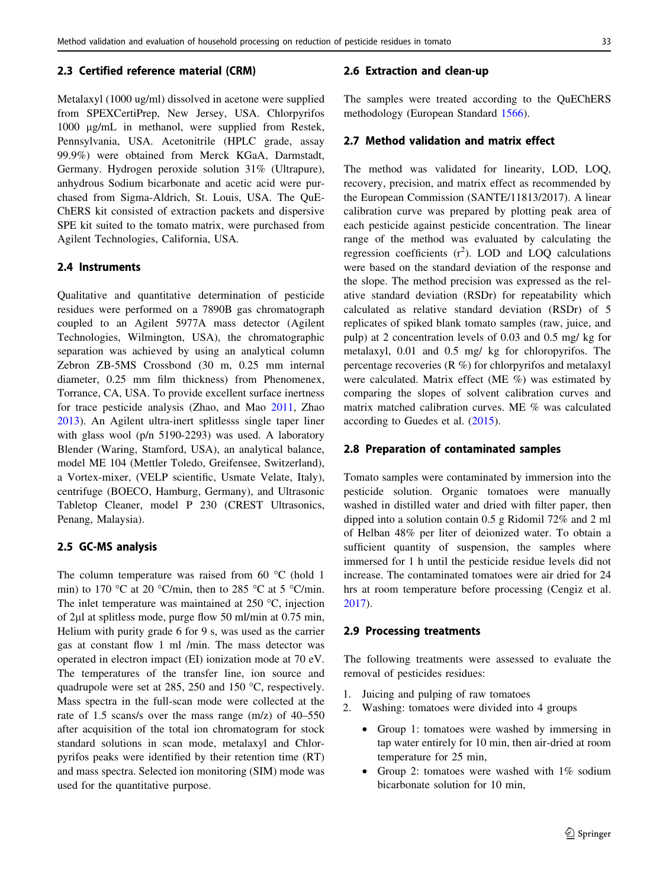### 2.3 Certified reference material (CRM)

Metalaxyl (1000 ug/ml) dissolved in acetone were supplied from SPEXCertiPrep, New Jersey, USA. Chlorpyrifos 1000 µg/mL in methanol, were supplied from Restek, Pennsylvania, USA. Acetonitrile (HPLC grade, assay 99.9%) were obtained from Merck KGaA, Darmstadt, Germany. Hydrogen peroxide solution 31% (Ultrapure), anhydrous Sodium bicarbonate and acetic acid were purchased from Sigma-Aldrich, St. Louis, USA. The QuEChERS kit consisted of extraction packets and dispersive SPE kit suited to the tomato matrix, were purchased from Agilent Technologies, California, USA.

### 2.4 Instruments

Qualitative and quantitative determination of pesticide residues were performed on a 7890B gas chromatograph coupled to an Agilent 5977A mass detector (Agilent Technologies, Wilmington, USA), the chromatographic separation was achieved by using an analytical column Zebron ZB-5MS Crossbond (30 m, 0.25 mm internal diameter, 0.25 mm film thickness) from Phenomenex, Torrance, CA, USA. To provide excellent surface inertness for trace pesticide analysis (Zhao, and Mao 2011, Zhao 2013). An Agilent ultra-inert splitlesss single taper liner with glass wool (p/n 5190-2293) was used. A laboratory Blender (Waring, Stamford, USA), an analytical balance, model ME 104 (Mettler Toledo, Greifensee, Switzerland), a Vortex-mixer, (VELP scientific, Usmate Velate, Italy), centrifuge (BOECO, Hamburg, Germany), and Ultrasonic Tabletop Cleaner, model P 230 (CREST Ultrasonics, Penang, Malaysia).

### 2.5 GC-MS analysis

The column temperature was raised from 60 °C (hold 1 min) to 170 °C at 20 °C/min, then to 285 °C at 5 °C/min. The inlet temperature was maintained at 250 °C, injection of 2µl at splitless mode, purge flow 50 ml/min at 0.75 min, Helium with purity grade 6 for 9 s, was used as the carrier gas at constant flow 1 ml /min. The mass detector was operated in electron impact (EI) ionization mode at 70 eV. The temperatures of the transfer line, ion source and quadrupole were set at 285, 250 and 150 °C, respectively. Mass spectra in the full-scan mode were collected at the rate of 1.5 scans/s over the mass range (m/z) of 40–550 after acquisition of the total ion chromatogram for stock standard solutions in scan mode, metalaxyl and Chlorpyrifos peaks were identified by their retention time (RT) and mass spectra. Selected ion monitoring (SIM) mode was used for the quantitative purpose.

### 2.6 Extraction and clean-up

The samples were treated according to the QuEChERS methodology (European Standard 1566).

### 2.7 Method validation and matrix effect

The method was validated for linearity, LOD, LOQ, recovery, precision, and matrix effect as recommended by the European Commission (SANTE/11813/2017). A linear calibration curve was prepared by plotting peak area of each pesticide against pesticide concentration. The linear range of the method was evaluated by calculating the regression coefficients ($r^2$). LOD and LOQ calculations were based on the standard deviation of the response and the slope. The method precision was expressed as the relative standard deviation (RSDr) for repeatability which calculated as relative standard deviation (RSDr) of 5 replicates of spiked blank tomato samples (raw, juice, and pulp) at 2 concentration levels of 0.03 and 0.5 mg/ kg for metalaxyl, 0.01 and 0.5 mg/ kg for chloropyrifos. The percentage recoveries (R %) for chlorpyrifos and metalaxyl were calculated. Matrix effect (ME %) was estimated by comparing the slopes of solvent calibration curves and matrix matched calibration curves. ME % was calculated according to Guedes et al. (2015).

### 2.8 Preparation of contaminated samples

Tomato samples were contaminated by immersion into the pesticide solution. Organic tomatoes were manually washed in distilled water and dried with filter paper, then dipped into a solution contain 0.5 g Ridomil 72% and 2 ml of Helban 48% per liter of deionized water. To obtain a sufficient quantity of suspension, the samples where immersed for 1 h until the pesticide residue levels did not increase. The contaminated tomatoes were air dried for 24 hrs at room temperature before processing (Cengiz et al. 2017).

### 2.9 Processing treatments

The following treatments were assessed to evaluate the removal of pesticides residues:

1. Juicing and pulping of raw tomatoes
2. Washing: tomatoes were divided into 4 groups
   - Group 1: tomatoes were washed by immersing in tap water entirely for 10 min, then air-dried at room temperature for 25 min,
   - Group 2: tomatoes were washed with 1% sodium bicarbonate solution for 10 min,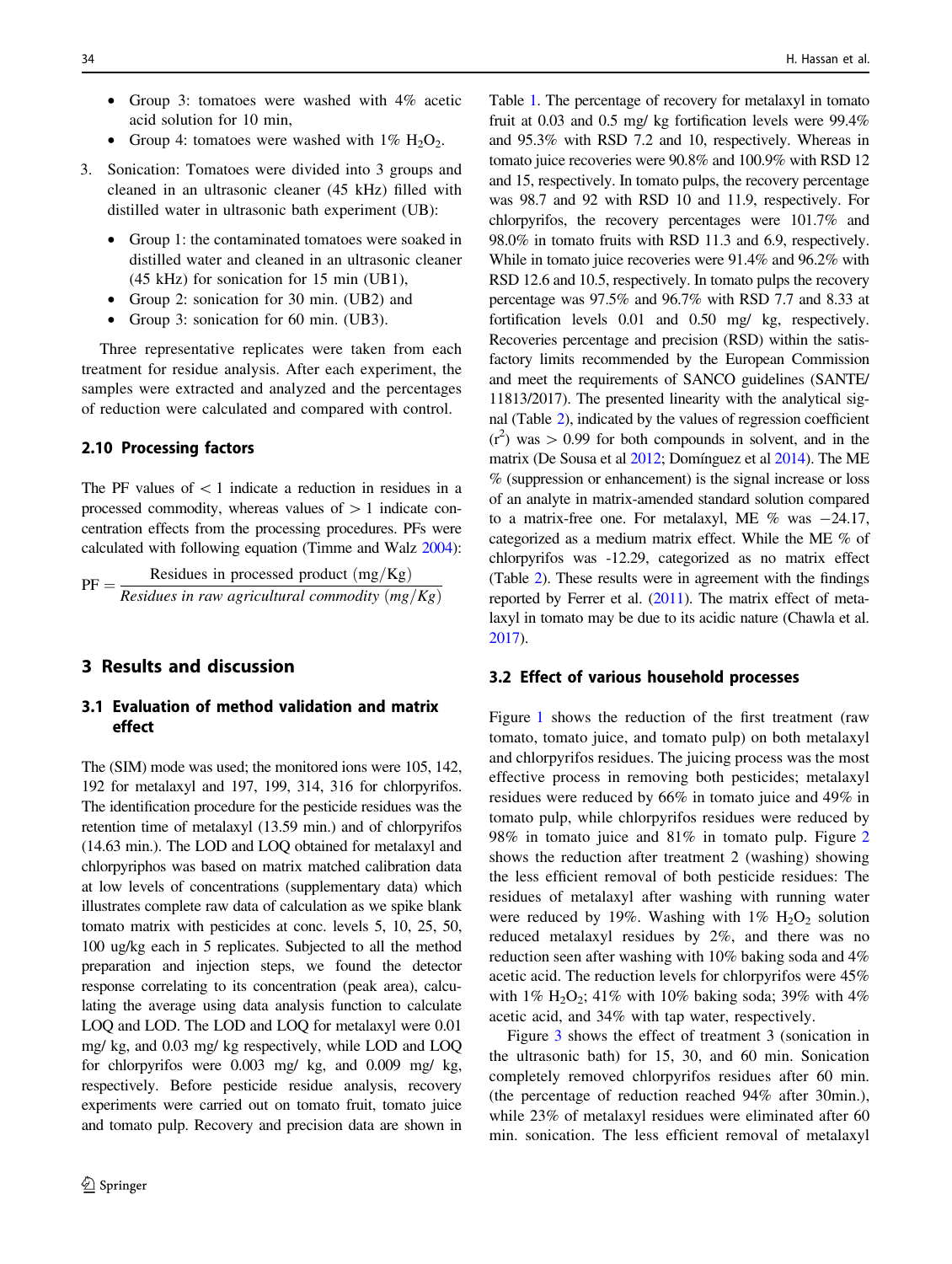- Group 3: tomatoes were washed with 4% acetic acid solution for 10 min,
- Group 4: tomatoes were washed with 1% $H_2O_2$.

3. Sonication: Tomatoes were divided into 3 groups and cleaned in an ultrasonic cleaner (45 kHz) filled with distilled water in ultrasonic bath experiment (UB):

   - Group 1: the contaminated tomatoes were soaked in distilled water and cleaned in an ultrasonic cleaner (45 kHz) for sonication for 15 min (UB1),
   - Group 2: sonication for 30 min. (UB2) and
   - Group 3: sonication for 60 min. (UB3).

Three representative replicates were taken from each treatment for residue analysis. After each experiment, the samples were extracted and analyzed and the percentages of reduction were calculated and compared with control.

### 2.10 Processing factors

The PF values of < 1 indicate a reduction in residues in a processed commodity, whereas values of > 1 indicate concentration effects from the processing procedures. PFs were calculated with following equation (Timme and Walz 2004):

$$\mathrm{PF} = \frac{\text{Residues in processed product (mg/Kg)}}{\textit{Residues in raw agricultural commodity (mg/Kg)}}$$

## 3 Results and discussion

### 3.1 Evaluation of method validation and matrix effect

The (SIM) mode was used; the monitored ions were 105, 142, 192 for metalaxyl and 197, 199, 314, 316 for chlorpyrifos. The identification procedure for the pesticide residues was the retention time of metalaxyl (13.59 min.) and of chlorpyrifos (14.63 min.). The LOD and LOQ obtained for metalaxyl and chlorpyriphos was based on matrix matched calibration data at low levels of concentrations (supplementary data) which illustrates complete raw data of calculation as we spike blank tomato matrix with pesticides at conc. levels 5, 10, 25, 50, 100 ug/kg each in 5 replicates. Subjected to all the method preparation and injection steps, we found the detector response correlating to its concentration (peak area), calculating the average using data analysis function to calculate LOQ and LOD. The LOD and LOQ for metalaxyl were 0.01 mg/ kg, and 0.03 mg/ kg respectively, while LOD and LOQ for chlorpyrifos were 0.003 mg/ kg, and 0.009 mg/ kg, respectively. Before pesticide residue analysis, recovery experiments were carried out on tomato fruit, tomato juice and tomato pulp. Recovery and precision data are shown in Table 1. The percentage of recovery for metalaxyl in tomato fruit at 0.03 and 0.5 mg/ kg fortification levels were 99.4% and 95.3% with RSD 7.2 and 10, respectively. Whereas in tomato juice recoveries were 90.8% and 100.9% with RSD 12 and 15, respectively. In tomato pulps, the recovery percentage was 98.7 and 92 with RSD 10 and 11.9, respectively. For chlorpyrifos, the recovery percentages were 101.7% and 98.0% in tomato fruits with RSD 11.3 and 6.9, respectively. While in tomato juice recoveries were 91.4% and 96.2% with RSD 12.6 and 10.5, respectively. In tomato pulps the recovery percentage was 97.5% and 96.7% with RSD 7.7 and 8.33 at fortification levels 0.01 and 0.50 mg/ kg, respectively. Recoveries percentage and precision (RSD) within the satisfactory limits recommended by the European Commission and meet the requirements of SANCO guidelines (SANTE/11813/2017). The presented linearity with the analytical signal (Table 2), indicated by the values of regression coefficient ($r^2$) was > 0.99 for both compounds in solvent, and in the matrix (De Sousa et al 2012; Domínguez et al 2014). The ME % (suppression or enhancement) is the signal increase or loss of an analyte in matrix-amended standard solution compared to a matrix-free one. For metalaxyl, ME % was −24.17, categorized as a medium matrix effect. While the ME % of chlorpyrifos was -12.29, categorized as no matrix effect (Table 2). These results were in agreement with the findings reported by Ferrer et al. (2011). The matrix effect of metalaxyl in tomato may be due to its acidic nature (Chawla et al. 2017).

### 3.2 Effect of various household processes

Figure 1 shows the reduction of the first treatment (raw tomato, tomato juice, and tomato pulp) on both metalaxyl and chlorpyrifos residues. The juicing process was the most effective process in removing both pesticides; metalaxyl residues were reduced by 66% in tomato juice and 49% in tomato pulp, while chlorpyrifos residues were reduced by 98% in tomato juice and 81% in tomato pulp. Figure 2 shows the reduction after treatment 2 (washing) showing the less efficient removal of both pesticide residues: The residues of metalaxyl after washing with running water were reduced by 19%. Washing with 1% $H_2O_2$ solution reduced metalaxyl residues by 2%, and there was no reduction seen after washing with 10% baking soda and 4% acetic acid. The reduction levels for chlorpyrifos were 45% with 1% $H_2O_2$; 41% with 10% baking soda; 39% with 4% acetic acid, and 34% with tap water, respectively.

Figure 3 shows the effect of treatment 3 (sonication in the ultrasonic bath) for 15, 30, and 60 min. Sonication completely removed chlorpyrifos residues after 60 min. (the percentage of reduction reached 94% after 30min.), while 23% of metalaxyl residues were eliminated after 60 min. sonication. The less efficient removal of metalaxyl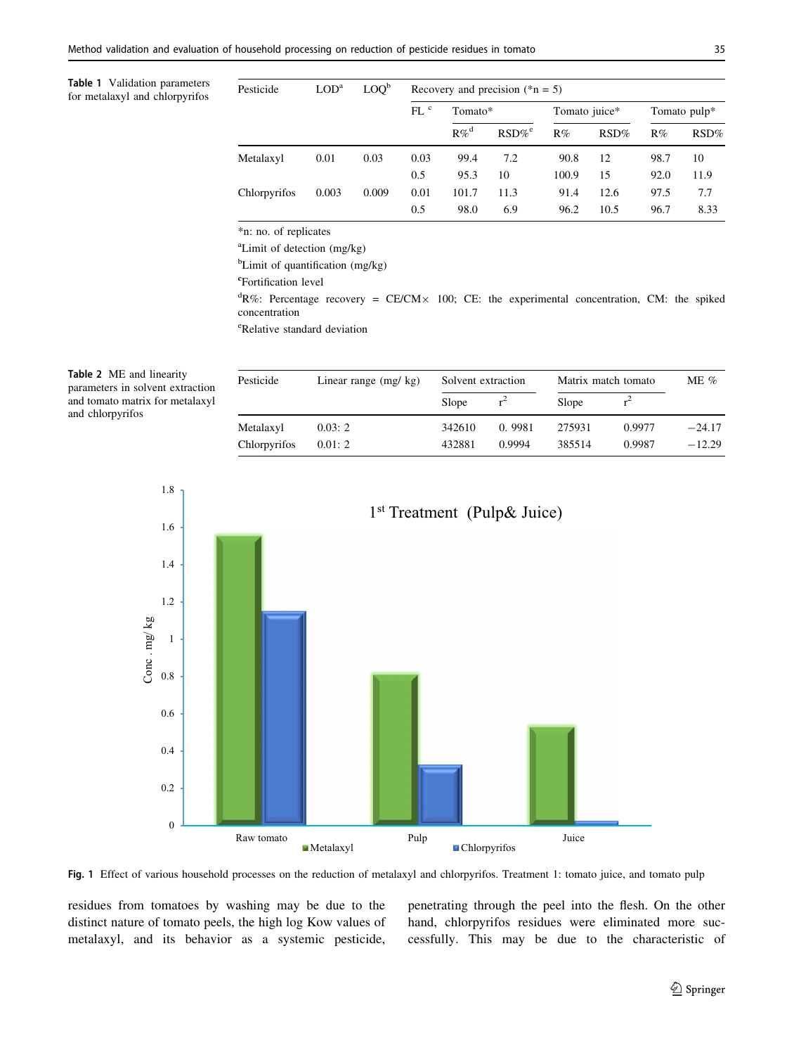**Table 1** Validation parameters for metalaxyl and chlorpyrifos

| Pesticide | LOD[a] | LOQ[b] | Recovery and precision (*n = 5) | | | | | | |
|---|---|---|---|---|---|---|---|---|---|
| | | | FL [c] | Tomato* | | Tomato juice* | | Tomato pulp* | |
| | | | | R%[d] | RSD%[e] | R% | RSD% | R% | RSD% |
| Metalaxyl | 0.01 | 0.03 | 0.03 | 99.4 | 7.2 | 90.8 | 12 | 98.7 | 10 |
| | | | 0.5 | 95.3 | 10 | 100.9 | 15 | 92.0 | 11.9 |
| Chlorpyrifos | 0.003 | 0.009 | 0.01 | 101.7 | 11.3 | 91.4 | 12.6 | 97.5 | 7.7 |
| | | | 0.5 | 98.0 | 6.9 | 96.2 | 10.5 | 96.7 | 8.33 |

*n: no. of replicates

[a]Limit of detection (mg/kg)

[b]Limit of quantification (mg/kg)

[c]Fortification level

[d]R%: Percentage recovery = CE/CM× 100; CE: the experimental concentration, CM: the spiked concentration

[e]Relative standard deviation

**Table 2** ME and linearity parameters in solvent extraction and tomato matrix for metalaxyl and chlorpyrifos

| Pesticide | Linear range (mg/ kg) | Solvent extraction | | Matrix match tomato | | ME % |
|---|---|---|---|---|---|---|
| | | Slope | $r^2$ | Slope | $r^2$ | |
| Metalaxyl | 0.03: 2 | 342610 | 0. 9981 | 275931 | 0.9977 | −24.17 |
| Chlorpyrifos | 0.01: 2 | 432881 | 0.9994 | 385514 | 0.9987 | −12.29 |

**Fig. 1** Effect of various household processes on the reduction of metalaxyl and chlorpyrifos. Treatment 1: tomato juice, and tomato pulp

residues from tomatoes by washing may be due to the distinct nature of tomato peels, the high log Kow values of metalaxyl, and its behavior as a systemic pesticide, penetrating through the peel into the flesh. On the other hand, chlorpyrifos residues were eliminated more successfully. This may be due to the characteristic of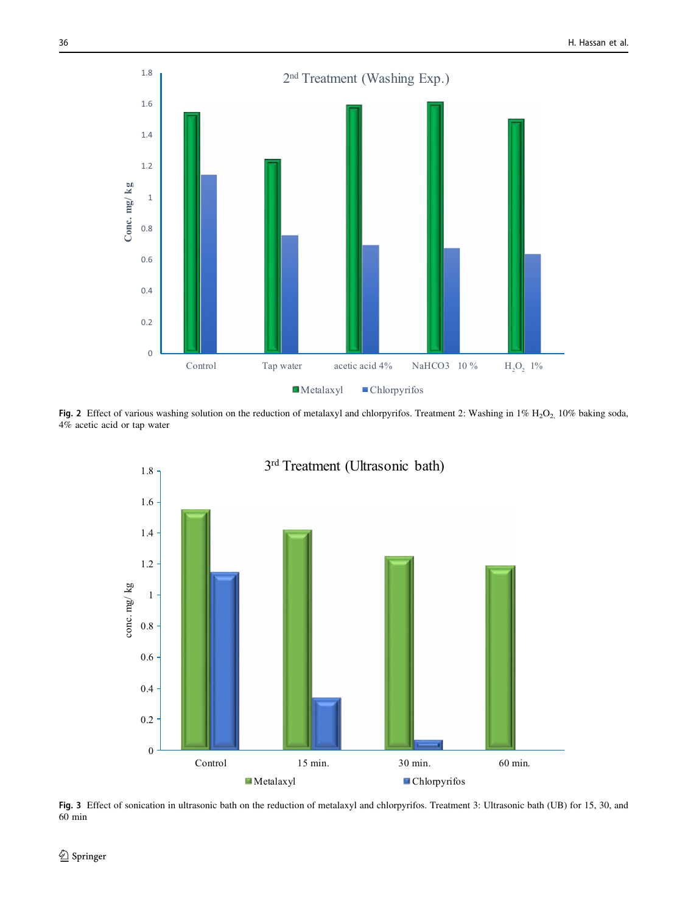**Fig. 2** Effect of various washing solution on the reduction of metalaxyl and chlorpyrifos. Treatment 2: Washing in 1% $H_2O_2$, 10% baking soda, 4% acetic acid or tap water

**Fig. 3** Effect of sonication in ultrasonic bath on the reduction of metalaxyl and chlorpyrifos. Treatment 3: Ultrasonic bath (UB) for 15, 30, and 60 min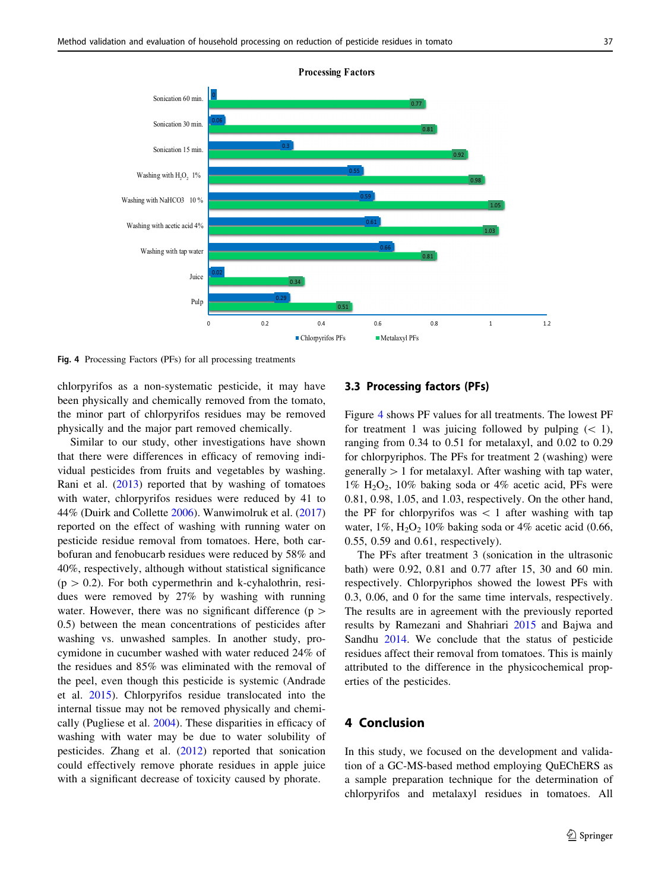Fig. 4 Processing Factors (PFs) for all processing treatments

chlorpyrifos as a non-systematic pesticide, it may have been physically and chemically removed from the tomato, the minor part of chlorpyrifos residues may be removed physically and the major part removed chemically.

Similar to our study, other investigations have shown that there were differences in efficacy of removing individual pesticides from fruits and vegetables by washing. Rani et al. (2013) reported that by washing of tomatoes with water, chlorpyrifos residues were reduced by 41 to 44% (Duirk and Collette 2006). Wanwimolruk et al. (2017) reported on the effect of washing with running water on pesticide residue removal from tomatoes. Here, both carbofuran and fenobucarb residues were reduced by 58% and 40%, respectively, although without statistical significance ($p > 0.2$). For both cypermethrin and k-cyhalothrin, residues were removed by 27% by washing with running water. However, there was no significant difference ($p > 0.5$) between the mean concentrations of pesticides after washing vs. unwashed samples. In another study, procymidone in cucumber washed with water reduced 24% of the residues and 85% was eliminated with the removal of the peel, even though this pesticide is systemic (Andrade et al. 2015). Chlorpyrifos residue translocated into the internal tissue may not be removed physically and chemically (Pugliese et al. 2004). These disparities in efficacy of washing with water may be due to water solubility of pesticides. Zhang et al. (2012) reported that sonication could effectively remove phorate residues in apple juice with a significant decrease of toxicity caused by phorate.

## 3.3 Processing factors (PFs)

Figure 4 shows PF values for all treatments. The lowest PF for treatment 1 was juicing followed by pulping (< 1), ranging from 0.34 to 0.51 for metalaxyl, and 0.02 to 0.29 for chlorpyriphos. The PFs for treatment 2 (washing) were generally > 1 for metalaxyl. After washing with tap water, 1% $H_2O_2$, 10% baking soda or 4% acetic acid, PFs were 0.81, 0.98, 1.05, and 1.03, respectively. On the other hand, the PF for chlorpyrifos was < 1 after washing with tap water, 1%, $H_2O_2$ 10% baking soda or 4% acetic acid (0.66, 0.55, 0.59 and 0.61, respectively).

The PFs after treatment 3 (sonication in the ultrasonic bath) were 0.92, 0.81 and 0.77 after 15, 30 and 60 min. respectively. Chlorpyriphos showed the lowest PFs with 0.3, 0.06, and 0 for the same time intervals, respectively. The results are in agreement with the previously reported results by Ramezani and Shahriari 2015 and Bajwa and Sandhu 2014. We conclude that the status of pesticide residues affect their removal from tomatoes. This is mainly attributed to the difference in the physicochemical properties of the pesticides.

## 4 Conclusion

In this study, we focused on the development and validation of a GC-MS-based method employing QuEChERS as a sample preparation technique for the determination of chlorpyrifos and metalaxyl residues in tomatoes. All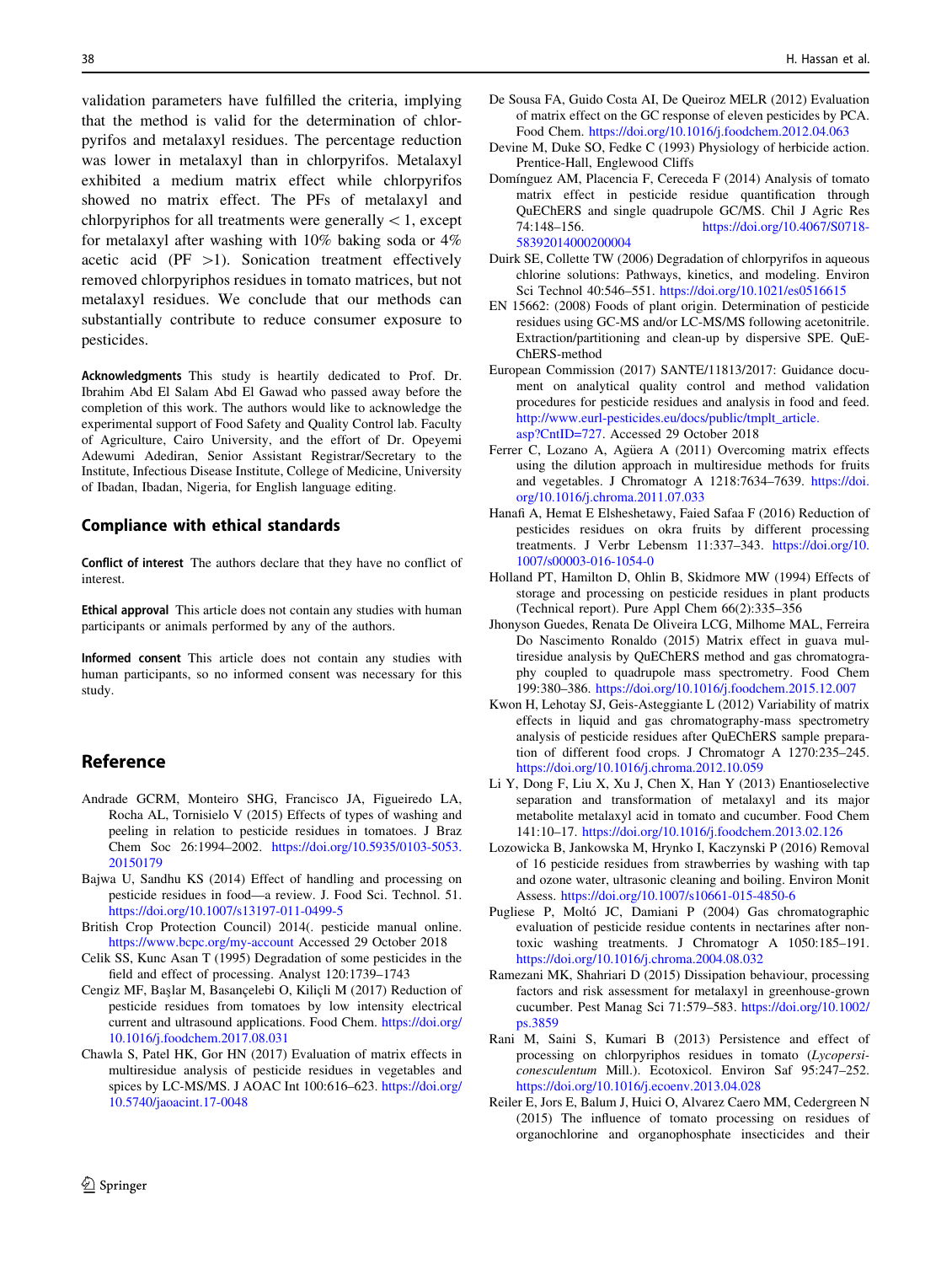validation parameters have fulfilled the criteria, implying that the method is valid for the determination of chlorpyrifos and metalaxyl residues. The percentage reduction was lower in metalaxyl than in chlorpyrifos. Metalaxyl exhibited a medium matrix effect while chlorpyrifos showed no matrix effect. The PFs of metalaxyl and chlorpyriphos for all treatments were generally $< 1$, except for metalaxyl after washing with 10% baking soda or 4% acetic acid (PF $> 1$). Sonication treatment effectively removed chlorpyriphos residues in tomato matrices, but not metalaxyl residues. We conclude that our methods can substantially contribute to reduce consumer exposure to pesticides.

**Acknowledgments** This study is heartily dedicated to Prof. Dr. Ibrahim Abd El Salam Abd El Gawad who passed away before the completion of this work. The authors would like to acknowledge the experimental support of Food Safety and Quality Control lab. Faculty of Agriculture, Cairo University, and the effort of Dr. Opeyemi Adewumi Adediran, Senior Assistant Registrar/Secretary to the Institute, Infectious Disease Institute, College of Medicine, University of Ibadan, Ibadan, Nigeria, for English language editing.

## Compliance with ethical standards

**Conflict of interest** The authors declare that they have no conflict of interest.

**Ethical approval** This article does not contain any studies with human participants or animals performed by any of the authors.

**Informed consent** This article does not contain any studies with human participants, so no informed consent was necessary for this study.

## Reference

Andrade GCRM, Monteiro SHG, Francisco JA, Figueiredo LA, Rocha AL, Tornisielo V (2015) Effects of types of washing and peeling in relation to pesticide residues in tomatoes. J Braz Chem Soc 26:1994–2002. https://doi.org/10.5935/0103-5053.20150179

Bajwa U, Sandhu KS (2014) Effect of handling and processing on pesticide residues in food—a review. J. Food Sci. Technol. 51. https://doi.org/10.1007/s13197-011-0499-5

British Crop Protection Council) 2014(. pesticide manual online. https://www.bcpc.org/my-account Accessed 29 October 2018

Celik SS, Kunc Asan T (1995) Degradation of some pesticides in the field and effect of processing. Analyst 120:1739–1743

Cengiz MF, Başlar M, Basançelebi O, Kiliçli M (2017) Reduction of pesticide residues from tomatoes by low intensity electrical current and ultrasound applications. Food Chem. https://doi.org/10.1016/j.foodchem.2017.08.031

Chawla S, Patel HK, Gor HN (2017) Evaluation of matrix effects in multiresidue analysis of pesticide residues in vegetables and spices by LC-MS/MS. J AOAC Int 100:616–623. https://doi.org/10.5740/jaoacint.17-0048

De Sousa FA, Guido Costa AI, De Queiroz MELR (2012) Evaluation of matrix effect on the GC response of eleven pesticides by PCA. Food Chem. https://doi.org/10.1016/j.foodchem.2012.04.063

Devine M, Duke SO, Fedke C (1993) Physiology of herbicide action. Prentice-Hall, Englewood Cliffs

Domínguez AM, Placencia F, Cereceda F (2014) Analysis of tomato matrix effect in pesticide residue quantification through QuEChERS and single quadrupole GC/MS. Chil J Agric Res 74:148–156. https://doi.org/10.4067/S0718-58392014000200004

Duirk SE, Collette TW (2006) Degradation of chlorpyrifos in aqueous chlorine solutions: Pathways, kinetics, and modeling. Environ Sci Technol 40:546–551. https://doi.org/10.1021/es0516615

EN 15662: (2008) Foods of plant origin. Determination of pesticide residues using GC-MS and/or LC-MS/MS following acetonitrile. Extraction/partitioning and clean-up by dispersive SPE. QuEChERS-method

European Commission (2017) SANTE/11813/2017: Guidance document on analytical quality control and method validation procedures for pesticide residues and analysis in food and feed. http://www.eurl-pesticides.eu/docs/public/tmplt_article.asp?CntID=727. Accessed 29 October 2018

Ferrer C, Lozano A, Agüera A (2011) Overcoming matrix effects using the dilution approach in multiresidue methods for fruits and vegetables. J Chromatogr A 1218:7634–7639. https://doi.org/10.1016/j.chroma.2011.07.033

Hanafi A, Hemat E Elsheshetawy, Faied Safaa F (2016) Reduction of pesticides residues on okra fruits by different processing treatments. J Verbr Lebensm 11:337–343. https://doi.org/10.1007/s00003-016-1054-0

Holland PT, Hamilton D, Ohlin B, Skidmore MW (1994) Effects of storage and processing on pesticide residues in plant products (Technical report). Pure Appl Chem 66(2):335–356

Jhonyson Guedes, Renata De Oliveira LCG, Milhome MAL, Ferreira Do Nascimento Ronaldo (2015) Matrix effect in guava multiresidue analysis by QuEChERS method and gas chromatography coupled to quadrupole mass spectrometry. Food Chem 199:380–386. https://doi.org/10.1016/j.foodchem.2015.12.007

Kwon H, Lehotay SJ, Geis-Asteggiante L (2012) Variability of matrix effects in liquid and gas chromatography-mass spectrometry analysis of pesticide residues after QuEChERS sample preparation of different food crops. J Chromatogr A 1270:235–245. https://doi.org/10.1016/j.chroma.2012.10.059

Li Y, Dong F, Liu X, Xu J, Chen X, Han Y (2013) Enantioselective separation and transformation of metalaxyl and its major metabolite metalaxyl acid in tomato and cucumber. Food Chem 141:10–17. https://doi.org/10.1016/j.foodchem.2013.02.126

Lozowicka B, Jankowska M, Hrynko I, Kaczynski P (2016) Removal of 16 pesticide residues from strawberries by washing with tap and ozone water, ultrasonic cleaning and boiling. Environ Monit Assess. https://doi.org/10.1007/s10661-015-4850-6

Pugliese P, Moltó JC, Damiani P (2004) Gas chromatographic evaluation of pesticide residue contents in nectarines after non-toxic washing treatments. J Chromatogr A 1050:185–191. https://doi.org/10.1016/j.chroma.2004.08.032

Ramezani MK, Shahriari D (2015) Dissipation behaviour, processing factors and risk assessment for metalaxyl in greenhouse-grown cucumber. Pest Manag Sci 71:579–583. https://doi.org/10.1002/ps.3859

Rani M, Saini S, Kumari B (2013) Persistence and effect of processing on chlorpyriphos residues in tomato (*Lycopersiconesculentum* Mill.). Ecotoxicol. Environ Saf 95:247–252. https://doi.org/10.1016/j.ecoenv.2013.04.028

Reiler E, Jors E, Balum J, Huici O, Alvarez Caero MM, Cedergreen N (2015) The influence of tomato processing on residues of organochlorine and organophosphate insecticides and their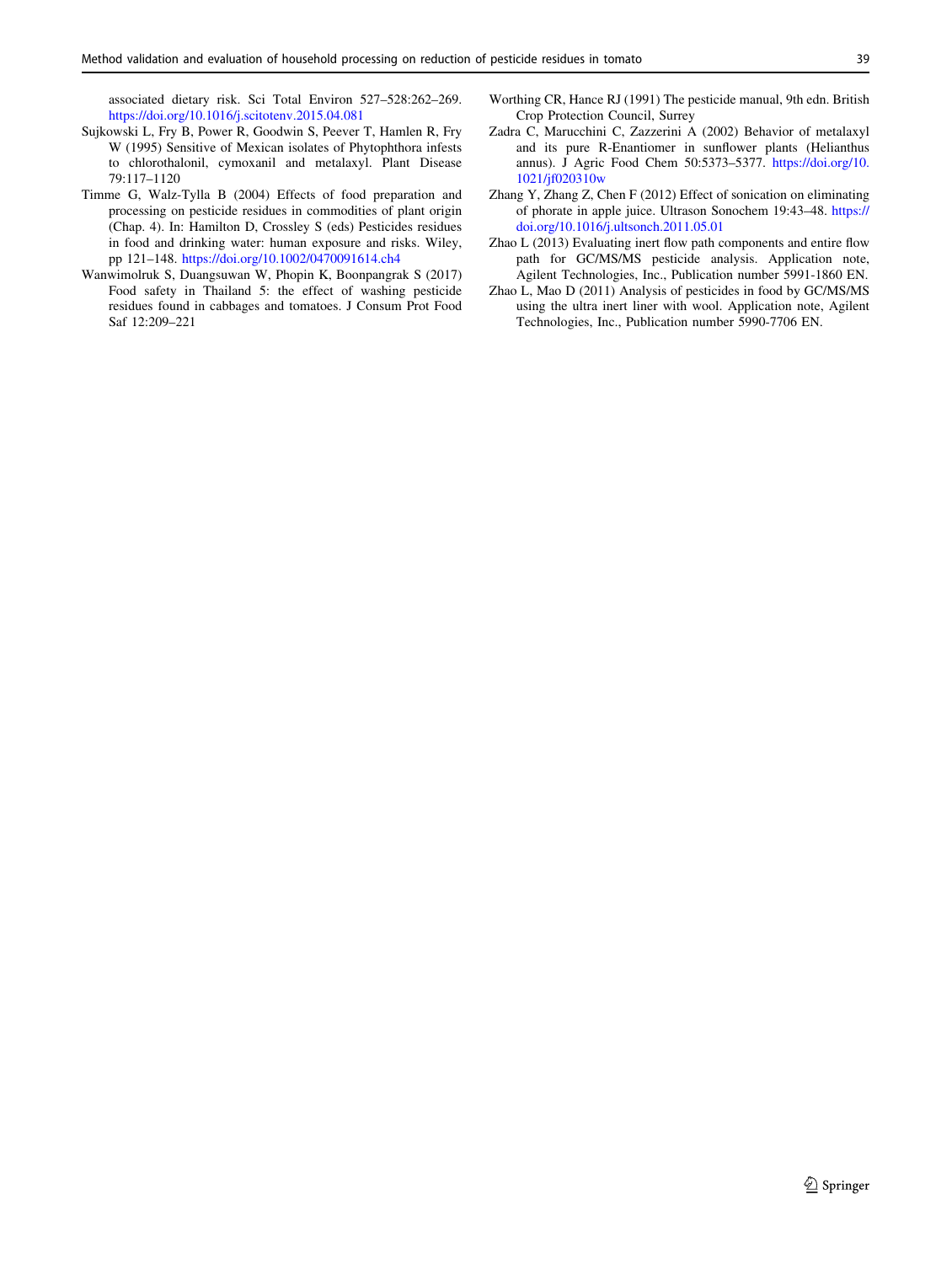associated dietary risk. Sci Total Environ 527–528:262–269. https://doi.org/10.1016/j.scitotenv.2015.04.081

Sujkowski L, Fry B, Power R, Goodwin S, Peever T, Hamlen R, Fry W (1995) Sensitive of Mexican isolates of Phytophthora infests to chlorothalonil, cymoxanil and metalaxyl. Plant Disease 79:117–1120

Timme G, Walz-Tylla B (2004) Effects of food preparation and processing on pesticide residues in commodities of plant origin (Chap. 4). In: Hamilton D, Crossley S (eds) Pesticides residues in food and drinking water: human exposure and risks. Wiley, pp 121–148. https://doi.org/10.1002/0470091614.ch4

Wanwimolruk S, Duangsuwan W, Phopin K, Boonpangrak S (2017) Food safety in Thailand 5: the effect of washing pesticide residues found in cabbages and tomatoes. J Consum Prot Food Saf 12:209–221

Worthing CR, Hance RJ (1991) The pesticide manual, 9th edn. British Crop Protection Council, Surrey

Zadra C, Marucchini C, Zazzerini A (2002) Behavior of metalaxyl and its pure R-Enantiomer in sunflower plants (Helianthus annus). J Agric Food Chem 50:5373–5377. https://doi.org/10.1021/jf020310w

Zhang Y, Zhang Z, Chen F (2012) Effect of sonication on eliminating of phorate in apple juice. Ultrason Sonochem 19:43–48. https://doi.org/10.1016/j.ultsonch.2011.05.01

Zhao L (2013) Evaluating inert flow path components and entire flow path for GC/MS/MS pesticide analysis. Application note, Agilent Technologies, Inc., Publication number 5991-1860 EN.

Zhao L, Mao D (2011) Analysis of pesticides in food by GC/MS/MS using the ultra inert liner with wool. Application note, Agilent Technologies, Inc., Publication number 5990-7706 EN.